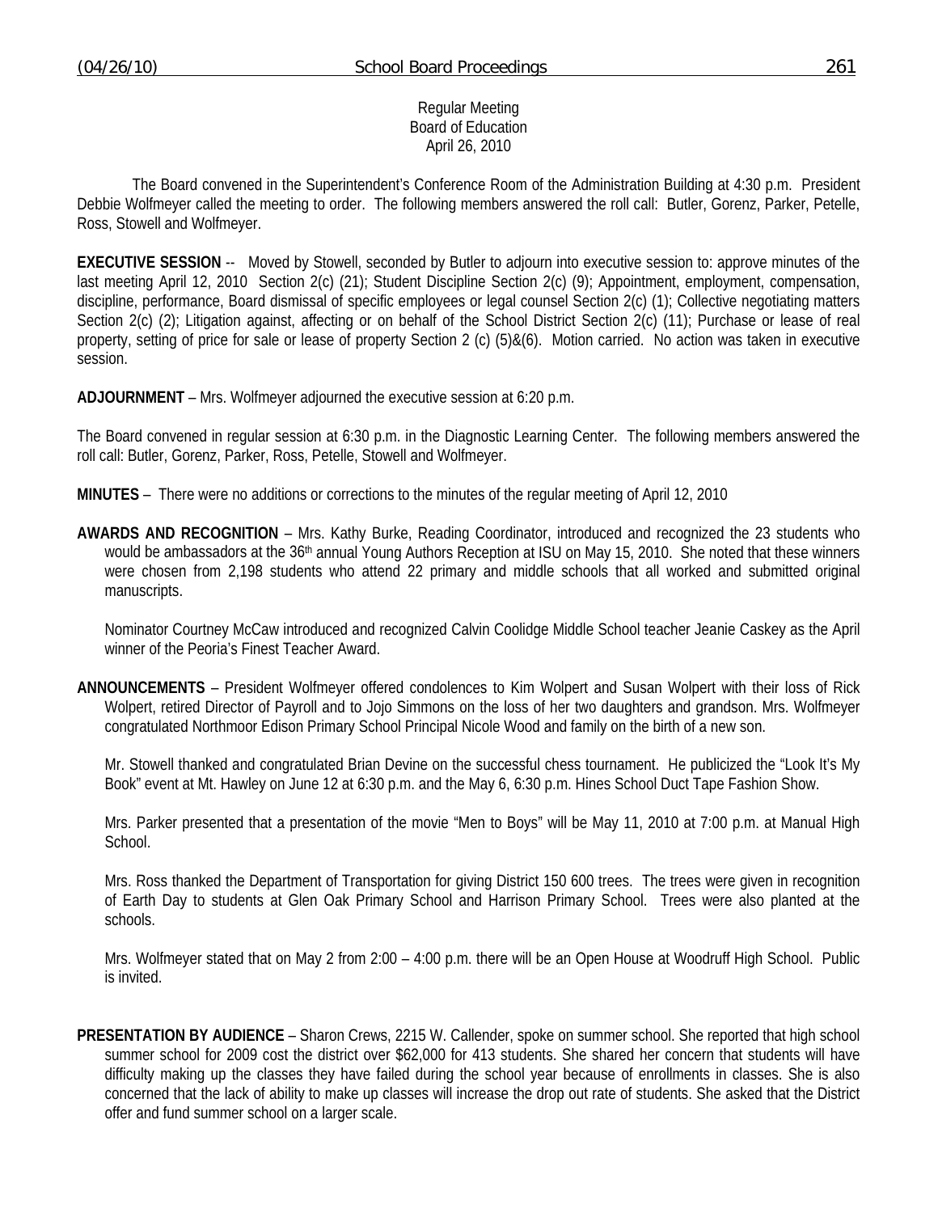Regular Meeting
Board of Education
April 26, 2010

The Board convened in the Superintendent's Conference Room of the Administration Building at 4:30 p.m. President Debbie Wolfmeyer called the meeting to order. The following members answered the roll call: Butler, Gorenz, Parker, Petelle, Ross, Stowell and Wolfmeyer.

**EXECUTIVE SESSION** -- Moved by Stowell, seconded by Butler to adjourn into executive session to: approve minutes of the last meeting April 12, 2010 Section 2(c) (21); Student Discipline Section 2(c) (9); Appointment, employment, compensation, discipline, performance, Board dismissal of specific employees or legal counsel Section 2(c) (1); Collective negotiating matters Section 2(c) (2); Litigation against, affecting or on behalf of the School District Section 2(c) (11); Purchase or lease of real property, setting of price for sale or lease of property Section 2 (c) (5)&(6). Motion carried. No action was taken in executive session.

**ADJOURNMENT** – Mrs. Wolfmeyer adjourned the executive session at 6:20 p.m.

The Board convened in regular session at 6:30 p.m. in the Diagnostic Learning Center. The following members answered the roll call: Butler, Gorenz, Parker, Ross, Petelle, Stowell and Wolfmeyer.

**MINUTES** – There were no additions or corrections to the minutes of the regular meeting of April 12, 2010

**AWARDS AND RECOGNITION** – Mrs. Kathy Burke, Reading Coordinator, introduced and recognized the 23 students who would be ambassadors at the 36th annual Young Authors Reception at ISU on May 15, 2010. She noted that these winners were chosen from 2,198 students who attend 22 primary and middle schools that all worked and submitted original manuscripts.

Nominator Courtney McCaw introduced and recognized Calvin Coolidge Middle School teacher Jeanie Caskey as the April winner of the Peoria's Finest Teacher Award.

**ANNOUNCEMENTS** – President Wolfmeyer offered condolences to Kim Wolpert and Susan Wolpert with their loss of Rick Wolpert, retired Director of Payroll and to Jojo Simmons on the loss of her two daughters and grandson. Mrs. Wolfmeyer congratulated Northmoor Edison Primary School Principal Nicole Wood and family on the birth of a new son.

Mr. Stowell thanked and congratulated Brian Devine on the successful chess tournament. He publicized the "Look It's My Book" event at Mt. Hawley on June 12 at 6:30 p.m. and the May 6, 6:30 p.m. Hines School Duct Tape Fashion Show.

Mrs. Parker presented that a presentation of the movie "Men to Boys" will be May 11, 2010 at 7:00 p.m. at Manual High School.

Mrs. Ross thanked the Department of Transportation for giving District 150 600 trees. The trees were given in recognition of Earth Day to students at Glen Oak Primary School and Harrison Primary School. Trees were also planted at the schools.

Mrs. Wolfmeyer stated that on May 2 from 2:00 – 4:00 p.m. there will be an Open House at Woodruff High School. Public is invited.

**PRESENTATION BY AUDIENCE** – Sharon Crews, 2215 W. Callender, spoke on summer school. She reported that high school summer school for 2009 cost the district over $62,000 for 413 students. She shared her concern that students will have difficulty making up the classes they have failed during the school year because of enrollments in classes. She is also concerned that the lack of ability to make up classes will increase the drop out rate of students. She asked that the District offer and fund summer school on a larger scale.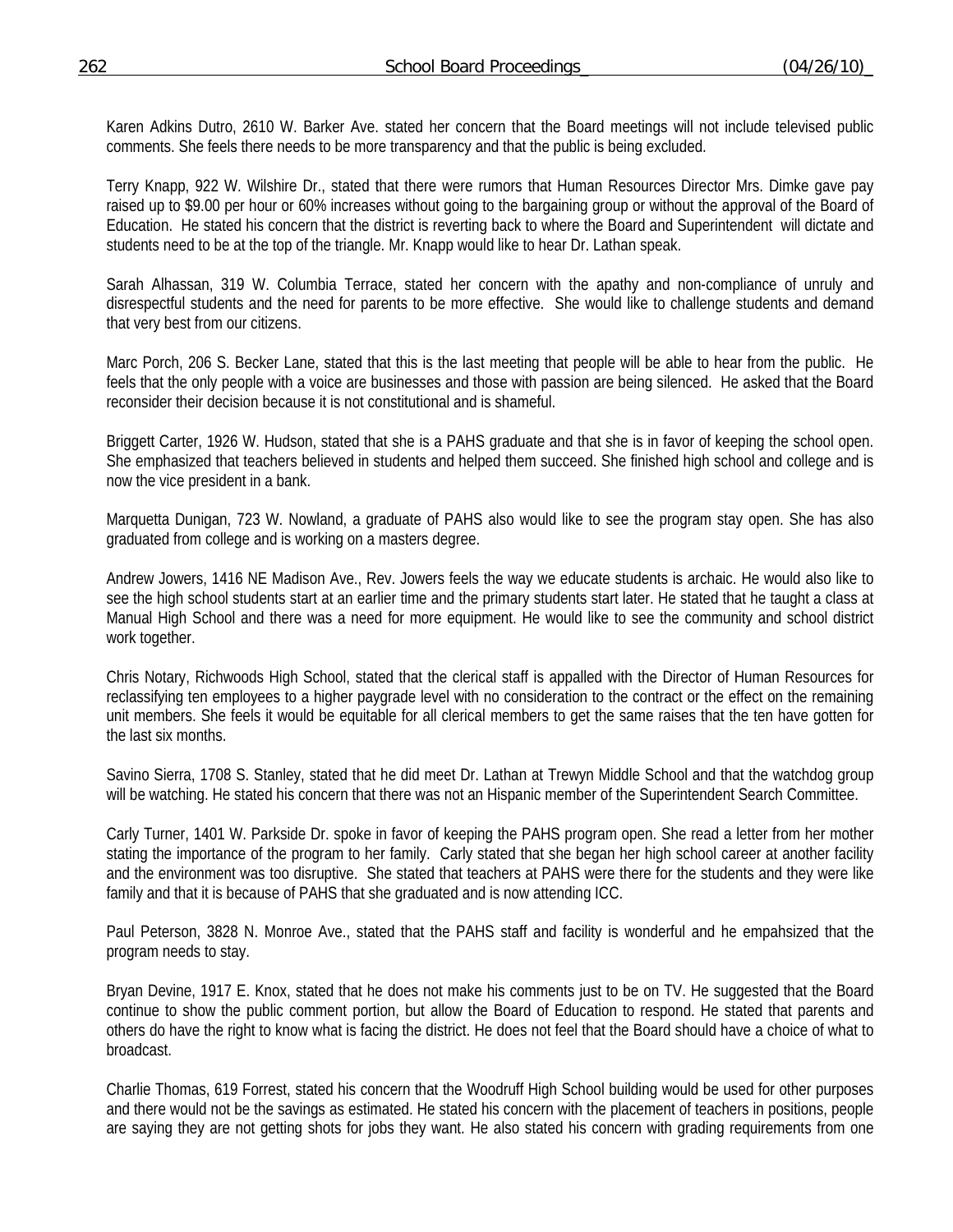Karen Adkins Dutro, 2610 W. Barker Ave. stated her concern that the Board meetings will not include televised public comments. She feels there needs to be more transparency and that the public is being excluded.

Terry Knapp, 922 W. Wilshire Dr., stated that there were rumors that Human Resources Director Mrs. Dimke gave pay raised up to $9.00 per hour or 60% increases without going to the bargaining group or without the approval of the Board of Education. He stated his concern that the district is reverting back to where the Board and Superintendent will dictate and students need to be at the top of the triangle. Mr. Knapp would like to hear Dr. Lathan speak.

Sarah Alhassan, 319 W. Columbia Terrace, stated her concern with the apathy and non-compliance of unruly and disrespectful students and the need for parents to be more effective. She would like to challenge students and demand that very best from our citizens.

Marc Porch, 206 S. Becker Lane, stated that this is the last meeting that people will be able to hear from the public. He feels that the only people with a voice are businesses and those with passion are being silenced. He asked that the Board reconsider their decision because it is not constitutional and is shameful.

Briggett Carter, 1926 W. Hudson, stated that she is a PAHS graduate and that she is in favor of keeping the school open. She emphasized that teachers believed in students and helped them succeed. She finished high school and college and is now the vice president in a bank.

Marquetta Dunigan, 723 W. Nowland, a graduate of PAHS also would like to see the program stay open. She has also graduated from college and is working on a masters degree.

Andrew Jowers, 1416 NE Madison Ave., Rev. Jowers feels the way we educate students is archaic. He would also like to see the high school students start at an earlier time and the primary students start later. He stated that he taught a class at Manual High School and there was a need for more equipment. He would like to see the community and school district work together.

Chris Notary, Richwoods High School, stated that the clerical staff is appalled with the Director of Human Resources for reclassifying ten employees to a higher paygrade level with no consideration to the contract or the effect on the remaining unit members. She feels it would be equitable for all clerical members to get the same raises that the ten have gotten for the last six months.

Savino Sierra, 1708 S. Stanley, stated that he did meet Dr. Lathan at Trewyn Middle School and that the watchdog group will be watching. He stated his concern that there was not an Hispanic member of the Superintendent Search Committee.

Carly Turner, 1401 W. Parkside Dr. spoke in favor of keeping the PAHS program open. She read a letter from her mother stating the importance of the program to her family. Carly stated that she began her high school career at another facility and the environment was too disruptive. She stated that teachers at PAHS were there for the students and they were like family and that it is because of PAHS that she graduated and is now attending ICC.

Paul Peterson, 3828 N. Monroe Ave., stated that the PAHS staff and facility is wonderful and he empahsized that the program needs to stay.

Bryan Devine, 1917 E. Knox, stated that he does not make his comments just to be on TV. He suggested that the Board continue to show the public comment portion, but allow the Board of Education to respond. He stated that parents and others do have the right to know what is facing the district. He does not feel that the Board should have a choice of what to broadcast.

Charlie Thomas, 619 Forrest, stated his concern that the Woodruff High School building would be used for other purposes and there would not be the savings as estimated. He stated his concern with the placement of teachers in positions, people are saying they are not getting shots for jobs they want. He also stated his concern with grading requirements from one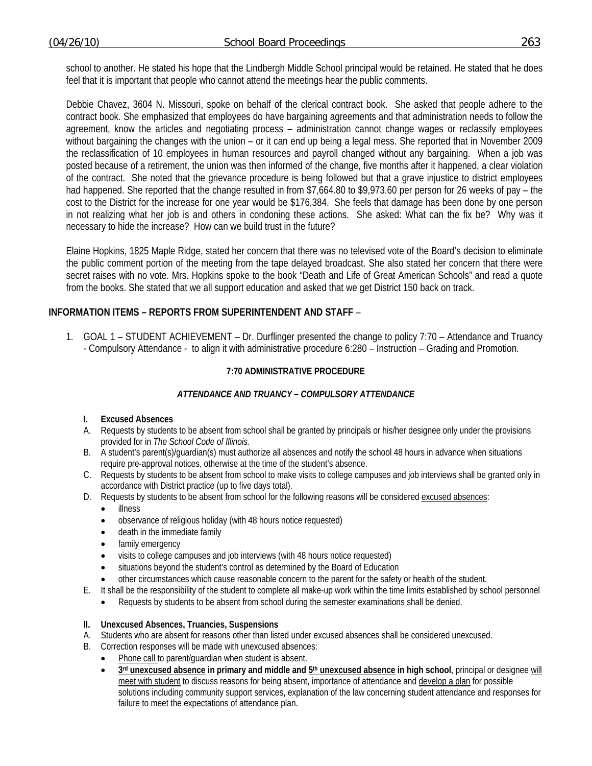school to another. He stated his hope that the Lindbergh Middle School principal would be retained. He stated that he does feel that it is important that people who cannot attend the meetings hear the public comments.

Debbie Chavez, 3604 N. Missouri, spoke on behalf of the clerical contract book. She asked that people adhere to the contract book. She emphasized that employees do have bargaining agreements and that administration needs to follow the agreement, know the articles and negotiating process – administration cannot change wages or reclassify employees without bargaining the changes with the union – or it can end up being a legal mess. She reported that in November 2009 the reclassification of 10 employees in human resources and payroll changed without any bargaining. When a job was posted because of a retirement, the union was then informed of the change, five months after it happened, a clear violation of the contract. She noted that the grievance procedure is being followed but that a grave injustice to district employees had happened. She reported that the change resulted in from $7,664.80 to $9,973.60 per person for 26 weeks of pay – the cost to the District for the increase for one year would be $176,384. She feels that damage has been done by one person in not realizing what her job is and others in condoning these actions. She asked: What can the fix be? Why was it necessary to hide the increase? How can we build trust in the future?

Elaine Hopkins, 1825 Maple Ridge, stated her concern that there was no televised vote of the Board's decision to eliminate the public comment portion of the meeting from the tape delayed broadcast. She also stated her concern that there were secret raises with no vote. Mrs. Hopkins spoke to the book "Death and Life of Great American Schools" and read a quote from the books. She stated that we all support education and asked that we get District 150 back on track.

**INFORMATION ITEMS – REPORTS FROM SUPERINTENDENT AND STAFF** –

1. GOAL 1 – STUDENT ACHIEVEMENT – Dr. Durflinger presented the change to policy 7:70 – Attendance and Truancy - Compulsory Attendance - to align it with administrative procedure 6:280 – Instruction – Grading and Promotion.

**7:70 ADMINISTRATIVE PROCEDURE**

***ATTENDANCE AND TRUANCY – COMPULSORY ATTENDANCE***

**I. Excused Absences**

A. Requests by students to be absent from school shall be granted by principals or his/her designee only under the provisions provided for in *The School Code of Illinois.*

B. A student's parent(s)/guardian(s) must authorize all absences and notify the school 48 hours in advance when situations require pre-approval notices, otherwise at the time of the student's absence.

C. Requests by students to be absent from school to make visits to college campuses and job interviews shall be granted only in accordance with District practice (up to five days total).

D. Requests by students to be absent from school for the following reasons will be considered <u>excused absences</u>:
   - illness
   - observance of religious holiday (with 48 hours notice requested)
   - death in the immediate family
   - family emergency
   - visits to college campuses and job interviews (with 48 hours notice requested)
   - situations beyond the student's control as determined by the Board of Education
   - other circumstances which cause reasonable concern to the parent for the safety or health of the student.

E. It shall be the responsibility of the student to complete all make-up work within the time limits established by school personnel
   - Requests by students to be absent from school during the semester examinations shall be denied.

**II. Unexcused Absences, Truancies, Suspensions**

A. Students who are absent for reasons other than listed under excused absences shall be considered unexcused.

B. Correction responses will be made with unexcused absences:
   - <u>Phone call</u> to parent/guardian when student is absent.
   - **<u>3rd unexcused absence</u> in primary and middle and <u>5th unexcused absence</u> in high school**, principal or designee <u>will meet with student</u> to discuss reasons for being absent, importance of attendance and <u>develop a plan</u> for possible solutions including community support services, explanation of the law concerning student attendance and responses for failure to meet the expectations of attendance plan.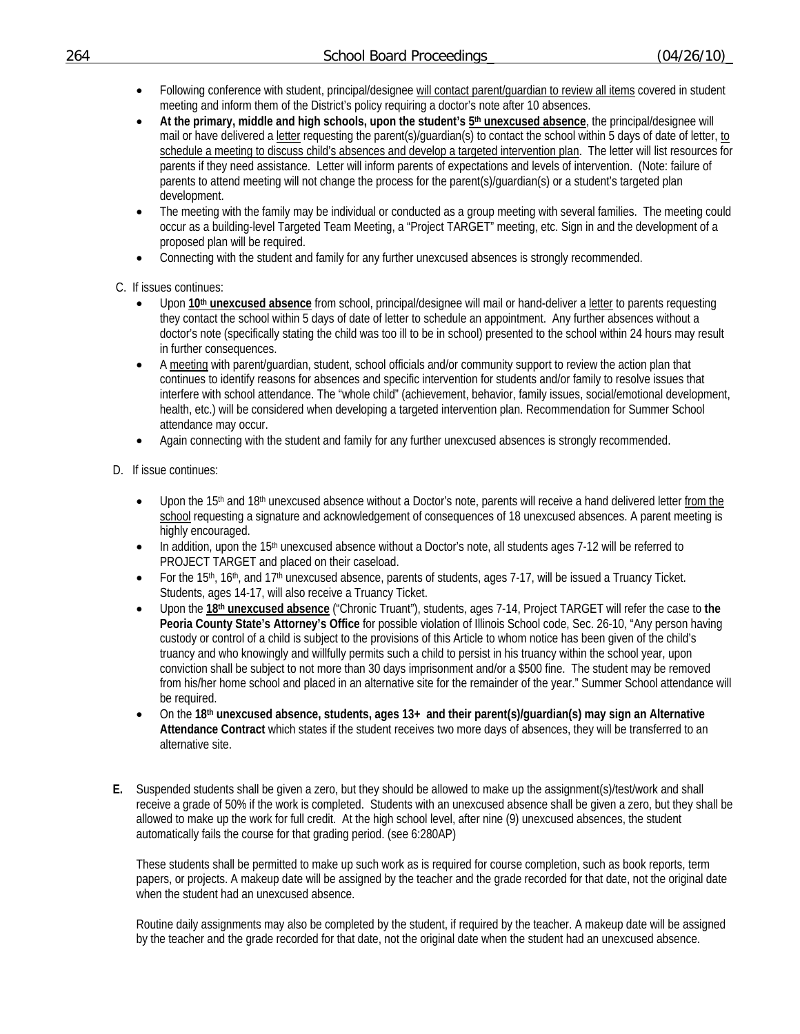- Following conference with student, principal/designee will contact parent/guardian to review all items covered in student meeting and inform them of the District's policy requiring a doctor's note after 10 absences.
- **At the primary, middle and high schools, upon the student's 5th unexcused absence**, the principal/designee will mail or have delivered a letter requesting the parent(s)/guardian(s) to contact the school within 5 days of date of letter, to schedule a meeting to discuss child's absences and develop a targeted intervention plan. The letter will list resources for parents if they need assistance. Letter will inform parents of expectations and levels of intervention. (Note: failure of parents to attend meeting will not change the process for the parent(s)/guardian(s) or a student's targeted plan development.
- The meeting with the family may be individual or conducted as a group meeting with several families. The meeting could occur as a building-level Targeted Team Meeting, a "Project TARGET" meeting, etc. Sign in and the development of a proposed plan will be required.
- Connecting with the student and family for any further unexcused absences is strongly recommended.

C. If issues continues:

- Upon **10th unexcused absence** from school, principal/designee will mail or hand-deliver a letter to parents requesting they contact the school within 5 days of date of letter to schedule an appointment. Any further absences without a doctor's note (specifically stating the child was too ill to be in school) presented to the school within 24 hours may result in further consequences.
- A meeting with parent/guardian, student, school officials and/or community support to review the action plan that continues to identify reasons for absences and specific intervention for students and/or family to resolve issues that interfere with school attendance. The "whole child" (achievement, behavior, family issues, social/emotional development, health, etc.) will be considered when developing a targeted intervention plan. Recommendation for Summer School attendance may occur.
- Again connecting with the student and family for any further unexcused absences is strongly recommended.

D. If issue continues:

- Upon the 15th and 18th unexcused absence without a Doctor's note, parents will receive a hand delivered letter from the school requesting a signature and acknowledgement of consequences of 18 unexcused absences. A parent meeting is highly encouraged.
- In addition, upon the 15th unexcused absence without a Doctor's note, all students ages 7-12 will be referred to PROJECT TARGET and placed on their caseload.
- For the 15th, 16th, and 17th unexcused absence, parents of students, ages 7-17, will be issued a Truancy Ticket. Students, ages 14-17, will also receive a Truancy Ticket.
- Upon the **18th unexcused absence** ("Chronic Truant"), students, ages 7-14, Project TARGET will refer the case to **the Peoria County State's Attorney's Office** for possible violation of Illinois School code, Sec. 26-10, "Any person having custody or control of a child is subject to the provisions of this Article to whom notice has been given of the child's truancy and who knowingly and willfully permits such a child to persist in his truancy within the school year, upon conviction shall be subject to not more than 30 days imprisonment and/or a $500 fine. The student may be removed from his/her home school and placed in an alternative site for the remainder of the year." Summer School attendance will be required.
- On the **18th unexcused absence, students, ages 13+ and their parent(s)/guardian(s) may sign an Alternative Attendance Contract** which states if the student receives two more days of absences, they will be transferred to an alternative site.

**E.** Suspended students shall be given a zero, but they should be allowed to make up the assignment(s)/test/work and shall receive a grade of 50% if the work is completed. Students with an unexcused absence shall be given a zero, but they shall be allowed to make up the work for full credit. At the high school level, after nine (9) unexcused absences, the student automatically fails the course for that grading period. (see 6:280AP)

These students shall be permitted to make up such work as is required for course completion, such as book reports, term papers, or projects. A makeup date will be assigned by the teacher and the grade recorded for that date, not the original date when the student had an unexcused absence.

Routine daily assignments may also be completed by the student, if required by the teacher. A makeup date will be assigned by the teacher and the grade recorded for that date, not the original date when the student had an unexcused absence.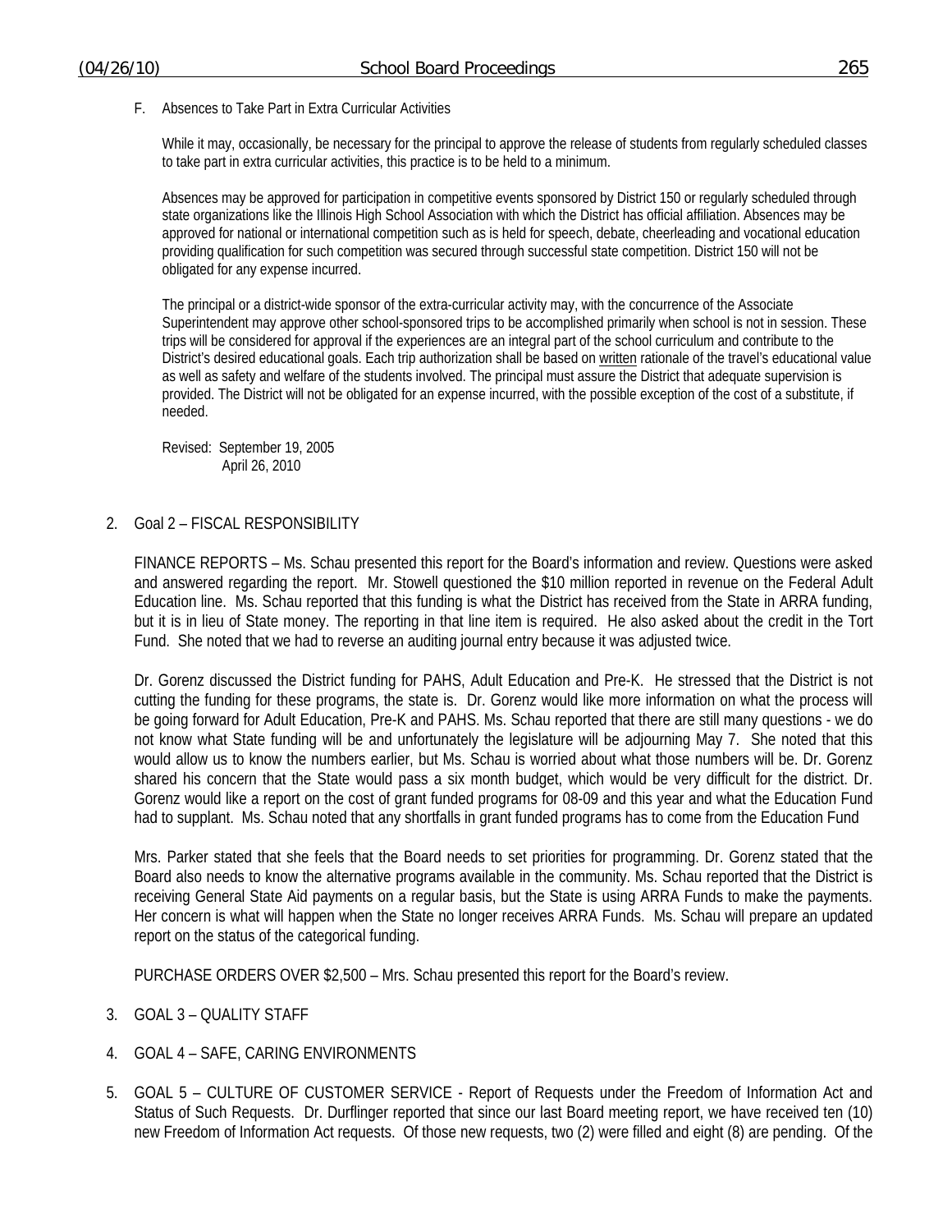F. Absences to Take Part in Extra Curricular Activities

While it may, occasionally, be necessary for the principal to approve the release of students from regularly scheduled classes to take part in extra curricular activities, this practice is to be held to a minimum.

Absences may be approved for participation in competitive events sponsored by District 150 or regularly scheduled through state organizations like the Illinois High School Association with which the District has official affiliation. Absences may be approved for national or international competition such as is held for speech, debate, cheerleading and vocational education providing qualification for such competition was secured through successful state competition. District 150 will not be obligated for any expense incurred.

The principal or a district-wide sponsor of the extra-curricular activity may, with the concurrence of the Associate Superintendent may approve other school-sponsored trips to be accomplished primarily when school is not in session. These trips will be considered for approval if the experiences are an integral part of the school curriculum and contribute to the District's desired educational goals. Each trip authorization shall be based on written rationale of the travel's educational value as well as safety and welfare of the students involved. The principal must assure the District that adequate supervision is provided. The District will not be obligated for an expense incurred, with the possible exception of the cost of a substitute, if needed.

Revised: September 19, 2005
April 26, 2010

2. Goal 2 – FISCAL RESPONSIBILITY

FINANCE REPORTS – Ms. Schau presented this report for the Board's information and review. Questions were asked and answered regarding the report. Mr. Stowell questioned the $10 million reported in revenue on the Federal Adult Education line. Ms. Schau reported that this funding is what the District has received from the State in ARRA funding, but it is in lieu of State money. The reporting in that line item is required. He also asked about the credit in the Tort Fund. She noted that we had to reverse an auditing journal entry because it was adjusted twice.

Dr. Gorenz discussed the District funding for PAHS, Adult Education and Pre-K. He stressed that the District is not cutting the funding for these programs, the state is. Dr. Gorenz would like more information on what the process will be going forward for Adult Education, Pre-K and PAHS. Ms. Schau reported that there are still many questions - we do not know what State funding will be and unfortunately the legislature will be adjourning May 7. She noted that this would allow us to know the numbers earlier, but Ms. Schau is worried about what those numbers will be. Dr. Gorenz shared his concern that the State would pass a six month budget, which would be very difficult for the district. Dr. Gorenz would like a report on the cost of grant funded programs for 08-09 and this year and what the Education Fund had to supplant. Ms. Schau noted that any shortfalls in grant funded programs has to come from the Education Fund

Mrs. Parker stated that she feels that the Board needs to set priorities for programming. Dr. Gorenz stated that the Board also needs to know the alternative programs available in the community. Ms. Schau reported that the District is receiving General State Aid payments on a regular basis, but the State is using ARRA Funds to make the payments. Her concern is what will happen when the State no longer receives ARRA Funds. Ms. Schau will prepare an updated report on the status of the categorical funding.

PURCHASE ORDERS OVER $2,500 – Mrs. Schau presented this report for the Board's review.

3. GOAL 3 – QUALITY STAFF

4. GOAL 4 – SAFE, CARING ENVIRONMENTS

5. GOAL 5 – CULTURE OF CUSTOMER SERVICE - Report of Requests under the Freedom of Information Act and Status of Such Requests. Dr. Durflinger reported that since our last Board meeting report, we have received ten (10) new Freedom of Information Act requests. Of those new requests, two (2) were filled and eight (8) are pending. Of the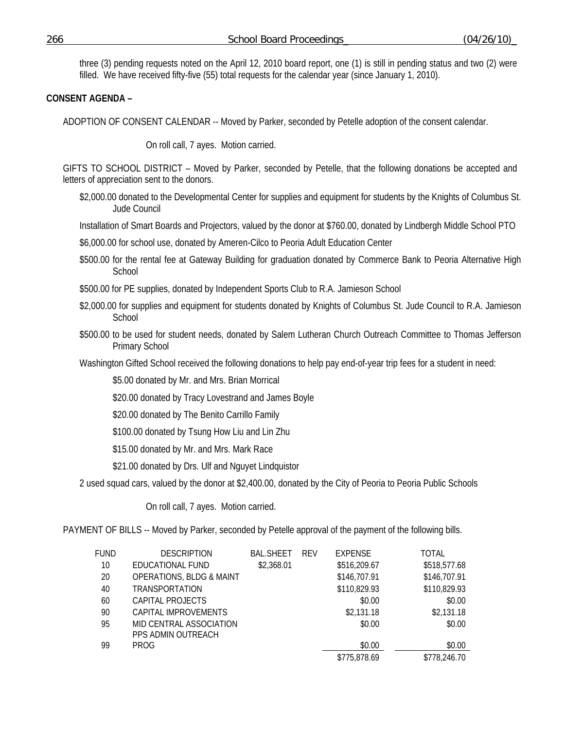three (3) pending requests noted on the April 12, 2010 board report, one (1) is still in pending status and two (2) were filled. We have received fifty-five (55) total requests for the calendar year (since January 1, 2010).

**CONSENT AGENDA –**

ADOPTION OF CONSENT CALENDAR -- Moved by Parker, seconded by Petelle adoption of the consent calendar.

On roll call, 7 ayes. Motion carried.

GIFTS TO SCHOOL DISTRICT – Moved by Parker, seconded by Petelle, that the following donations be accepted and letters of appreciation sent to the donors.

$2,000.00 donated to the Developmental Center for supplies and equipment for students by the Knights of Columbus St. Jude Council

Installation of Smart Boards and Projectors, valued by the donor at $760.00, donated by Lindbergh Middle School PTO

$6,000.00 for school use, donated by Ameren-Cilco to Peoria Adult Education Center

$500.00 for the rental fee at Gateway Building for graduation donated by Commerce Bank to Peoria Alternative High School

$500.00 for PE supplies, donated by Independent Sports Club to R.A. Jamieson School

$2,000.00 for supplies and equipment for students donated by Knights of Columbus St. Jude Council to R.A. Jamieson School

$500.00 to be used for student needs, donated by Salem Lutheran Church Outreach Committee to Thomas Jefferson Primary School

Washington Gifted School received the following donations to help pay end-of-year trip fees for a student in need:

$5.00 donated by Mr. and Mrs. Brian Morrical

$20.00 donated by Tracy Lovestrand and James Boyle

$20.00 donated by The Benito Carrillo Family

$100.00 donated by Tsung How Liu and Lin Zhu

$15.00 donated by Mr. and Mrs. Mark Race

$21.00 donated by Drs. Ulf and Nguyet Lindquistor

2 used squad cars, valued by the donor at $2,400.00, donated by the City of Peoria to Peoria Public Schools

On roll call, 7 ayes. Motion carried.

PAYMENT OF BILLS -- Moved by Parker, seconded by Petelle approval of the payment of the following bills.

| FUND | DESCRIPTION | BAL.SHEET | REV | EXPENSE | TOTAL |
|---|---|---|---|---|---|
| 10 | EDUCATIONAL FUND | $2,368.01 | | $516,209.67 | $518,577.68 |
| 20 | OPERATIONS, BLDG & MAINT | | | $146,707.91 | $146,707.91 |
| 40 | TRANSPORTATION | | | $110,829.93 | $110,829.93 |
| 60 | CAPITAL PROJECTS | | | $0.00 | $0.00 |
| 90 | CAPITAL IMPROVEMENTS | | | $2,131.18 | $2,131.18 |
| 95 | MID CENTRAL ASSOCIATION | | | $0.00 | $0.00 |
| 99 | PPS ADMIN OUTREACH PROG | | | $0.00 | $0.00 |
| | | | | $775,878.69 | $778,246.70 |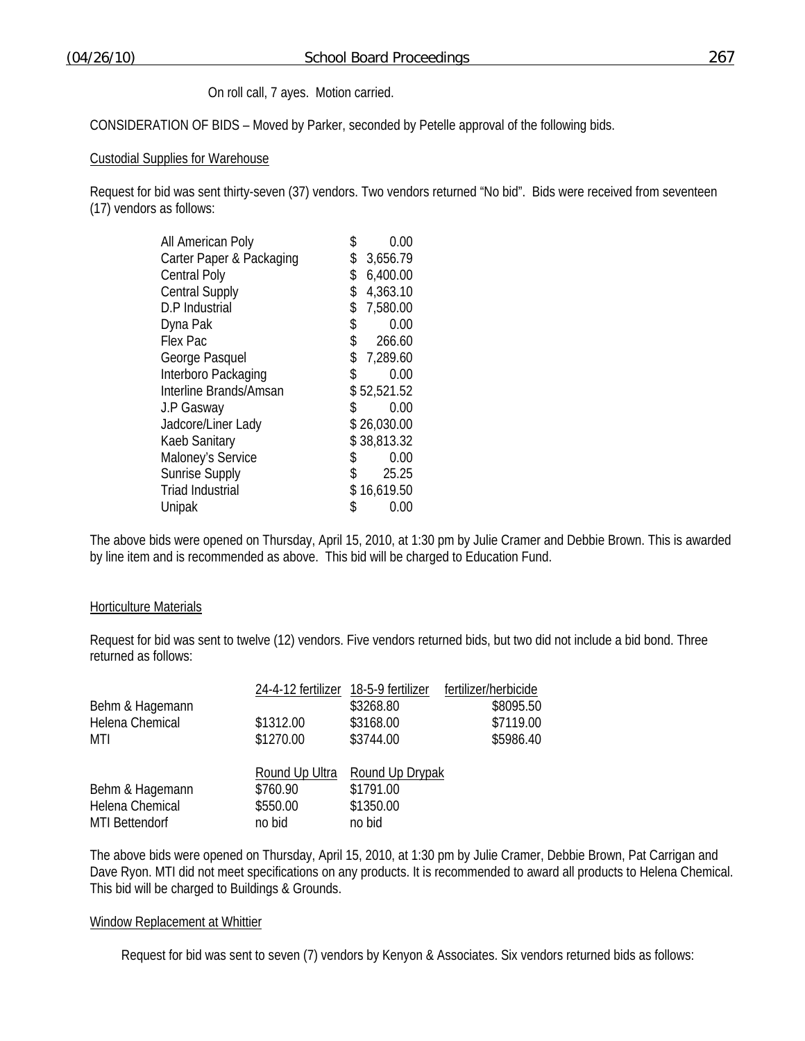On roll call, 7 ayes. Motion carried.

CONSIDERATION OF BIDS – Moved by Parker, seconded by Petelle approval of the following bids.

Custodial Supplies for Warehouse

Request for bid was sent thirty-seven (37) vendors. Two vendors returned "No bid". Bids were received from seventeen (17) vendors as follows:

| | |
|---|---|
| All American Poly | $ 0.00 |
| Carter Paper & Packaging | $ 3,656.79 |
| Central Poly | $ 6,400.00 |
| Central Supply | $ 4,363.10 |
| D.P Industrial | $ 7,580.00 |
| Dyna Pak | $ 0.00 |
| Flex Pac | $ 266.60 |
| George Pasquel | $ 7,289.60 |
| Interboro Packaging | $ 0.00 |
| Interline Brands/Amsan | $ 52,521.52 |
| J.P Gasway | $ 0.00 |
| Jadcore/Liner Lady | $ 26,030.00 |
| Kaeb Sanitary | $ 38,813.32 |
| Maloney's Service | $ 0.00 |
| Sunrise Supply | $ 25.25 |
| Triad Industrial | $ 16,619.50 |
| Unipak | $ 0.00 |

The above bids were opened on Thursday, April 15, 2010, at 1:30 pm by Julie Cramer and Debbie Brown. This is awarded by line item and is recommended as above. This bid will be charged to Education Fund.

Horticulture Materials

Request for bid was sent to twelve (12) vendors. Five vendors returned bids, but two did not include a bid bond. Three returned as follows:

| | 24-4-12 fertilizer | 18-5-9 fertilizer | fertilizer/herbicide |
|---|---|---|---|
| Behm & Hagemann | | $3268.80 | $8095.50 |
| Helena Chemical | $1312.00 | $3168.00 | $7119.00 |
| MTI | $1270.00 | $3744.00 | $5986.40 |

| | Round Up Ultra | Round Up Drypak |
|---|---|---|
| Behm & Hagemann | $760.90 | $1791.00 |
| Helena Chemical | $550.00 | $1350.00 |
| MTI Bettendorf | no bid | no bid |

The above bids were opened on Thursday, April 15, 2010, at 1:30 pm by Julie Cramer, Debbie Brown, Pat Carrigan and Dave Ryon. MTI did not meet specifications on any products. It is recommended to award all products to Helena Chemical. This bid will be charged to Buildings & Grounds.

Window Replacement at Whittier

Request for bid was sent to seven (7) vendors by Kenyon & Associates. Six vendors returned bids as follows: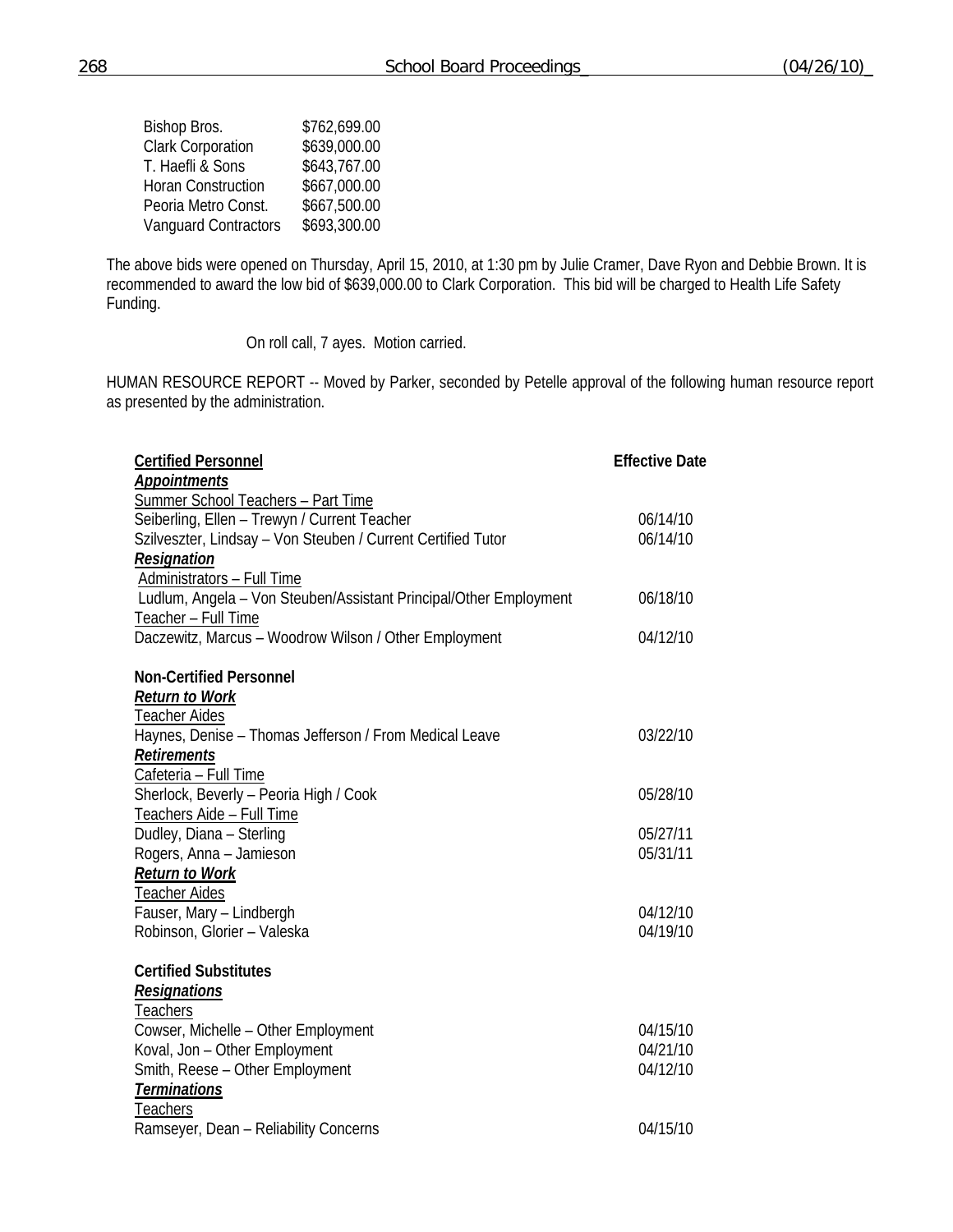| | |
|---|---|
| Bishop Bros. | $762,699.00 |
| Clark Corporation | $639,000.00 |
| T. Haefli & Sons | $643,767.00 |
| Horan Construction | $667,000.00 |
| Peoria Metro Const. | $667,500.00 |
| Vanguard Contractors | $693,300.00 |

The above bids were opened on Thursday, April 15, 2010, at 1:30 pm by Julie Cramer, Dave Ryon and Debbie Brown. It is recommended to award the low bid of $639,000.00 to Clark Corporation. This bid will be charged to Health Life Safety Funding.

On roll call, 7 ayes. Motion carried.

HUMAN RESOURCE REPORT -- Moved by Parker, seconded by Petelle approval of the following human resource report as presented by the administration.

| **Certified Personnel** | **Effective Date** |
|---|---|
| ***Appointments*** | |
| Summer School Teachers – Part Time | |
| Seiberling, Ellen – Trewyn / Current Teacher | 06/14/10 |
| Szilveszter, Lindsay – Von Steuben / Current Certified Tutor | 06/14/10 |
| ***Resignation*** | |
| Administrators – Full Time | |
| Ludlum, Angela – Von Steuben/Assistant Principal/Other Employment | 06/18/10 |
| Teacher – Full Time | |
| Daczewitz, Marcus – Woodrow Wilson / Other Employment | 04/12/10 |
| | |
| **Non-Certified Personnel** | |
| ***Return to Work*** | |
| Teacher Aides | |
| Haynes, Denise – Thomas Jefferson / From Medical Leave | 03/22/10 |
| ***Retirements*** | |
| Cafeteria – Full Time | |
| Sherlock, Beverly – Peoria High / Cook | 05/28/10 |
| Teachers Aide – Full Time | |
| Dudley, Diana – Sterling | 05/27/11 |
| Rogers, Anna – Jamieson | 05/31/11 |
| ***Return to Work*** | |
| Teacher Aides | |
| Fauser, Mary – Lindbergh | 04/12/10 |
| Robinson, Glorier – Valeska | 04/19/10 |
| | |
| **Certified Substitutes** | |
| ***Resignations*** | |
| Teachers | |
| Cowser, Michelle – Other Employment | 04/15/10 |
| Koval, Jon – Other Employment | 04/21/10 |
| Smith, Reese – Other Employment | 04/12/10 |
| ***Terminations*** | |
| Teachers | |
| Ramseyer, Dean – Reliability Concerns | 04/15/10 |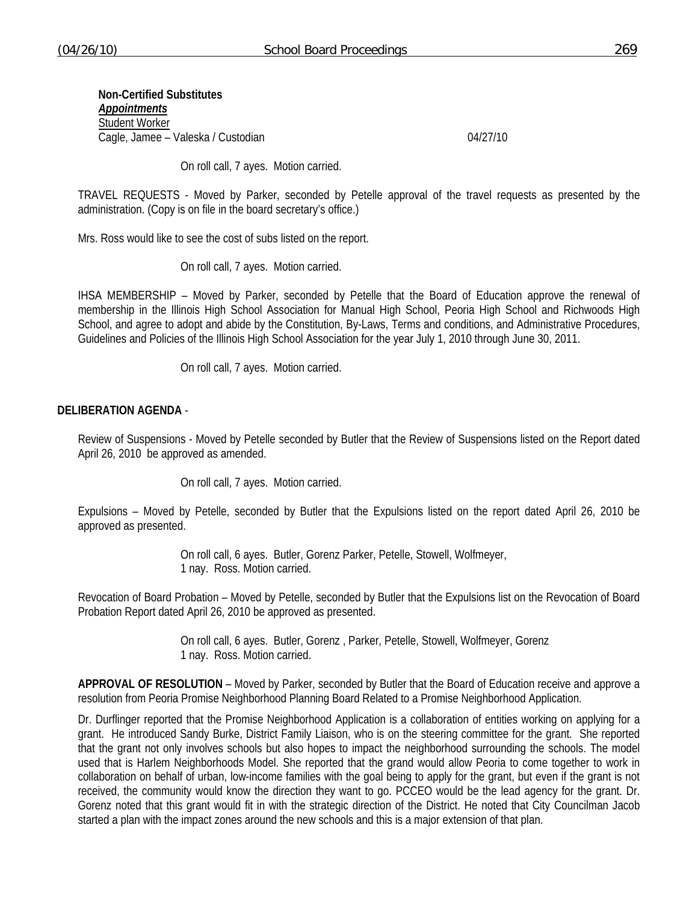**Non-Certified Substitutes**
***Appointments***
Student Worker
Cagle, Jamee – Valeska / Custodian 04/27/10

On roll call, 7 ayes. Motion carried.

TRAVEL REQUESTS - Moved by Parker, seconded by Petelle approval of the travel requests as presented by the administration. (Copy is on file in the board secretary's office.)

Mrs. Ross would like to see the cost of subs listed on the report.

On roll call, 7 ayes. Motion carried.

IHSA MEMBERSHIP – Moved by Parker, seconded by Petelle that the Board of Education approve the renewal of membership in the Illinois High School Association for Manual High School, Peoria High School and Richwoods High School, and agree to adopt and abide by the Constitution, By-Laws, Terms and conditions, and Administrative Procedures, Guidelines and Policies of the Illinois High School Association for the year July 1, 2010 through June 30, 2011.

On roll call, 7 ayes. Motion carried.

**DELIBERATION AGENDA** -

Review of Suspensions - Moved by Petelle seconded by Butler that the Review of Suspensions listed on the Report dated April 26, 2010 be approved as amended.

On roll call, 7 ayes. Motion carried.

Expulsions – Moved by Petelle, seconded by Butler that the Expulsions listed on the report dated April 26, 2010 be approved as presented.

On roll call, 6 ayes. Butler, Gorenz Parker, Petelle, Stowell, Wolfmeyer,
1 nay. Ross. Motion carried.

Revocation of Board Probation – Moved by Petelle, seconded by Butler that the Expulsions list on the Revocation of Board Probation Report dated April 26, 2010 be approved as presented.

On roll call, 6 ayes. Butler, Gorenz , Parker, Petelle, Stowell, Wolfmeyer, Gorenz
1 nay. Ross. Motion carried.

**APPROVAL OF RESOLUTION** – Moved by Parker, seconded by Butler that the Board of Education receive and approve a resolution from Peoria Promise Neighborhood Planning Board Related to a Promise Neighborhood Application.

Dr. Durflinger reported that the Promise Neighborhood Application is a collaboration of entities working on applying for a grant. He introduced Sandy Burke, District Family Liaison, who is on the steering committee for the grant. She reported that the grant not only involves schools but also hopes to impact the neighborhood surrounding the schools. The model used that is Harlem Neighborhoods Model. She reported that the grand would allow Peoria to come together to work in collaboration on behalf of urban, low-income families with the goal being to apply for the grant, but even if the grant is not received, the community would know the direction they want to go. PCCEO would be the lead agency for the grant. Dr. Gorenz noted that this grant would fit in with the strategic direction of the District. He noted that City Councilman Jacob started a plan with the impact zones around the new schools and this is a major extension of that plan.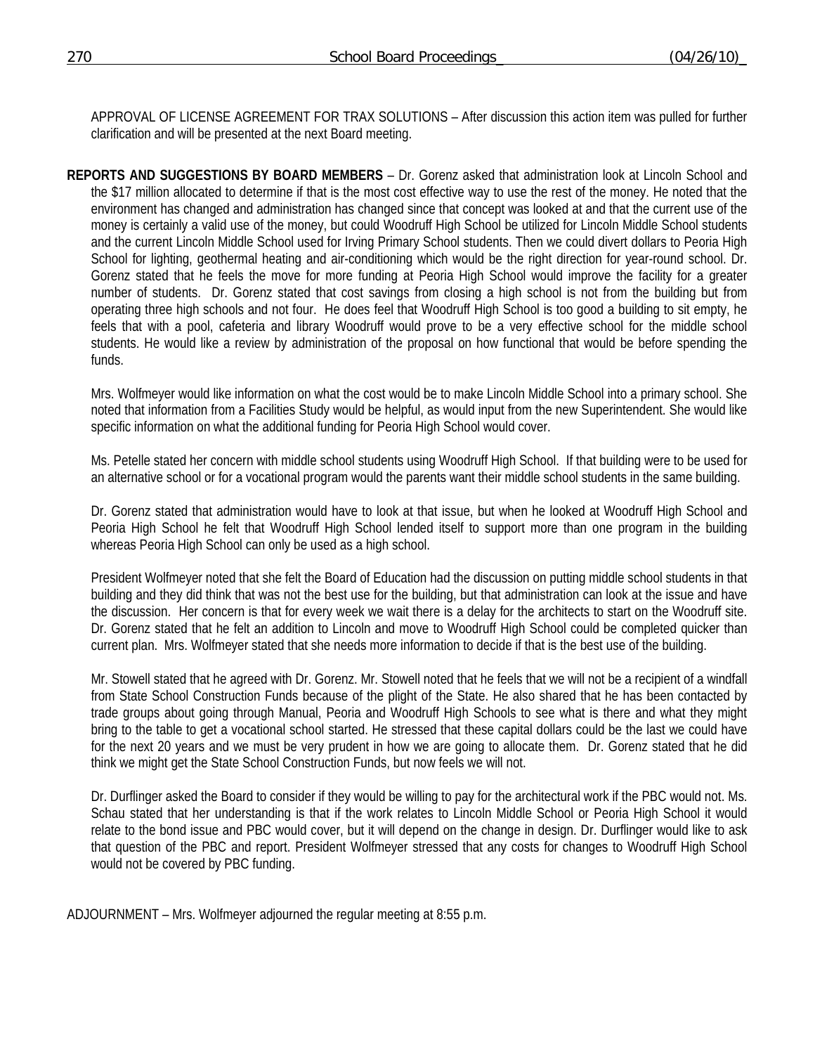APPROVAL OF LICENSE AGREEMENT FOR TRAX SOLUTIONS – After discussion this action item was pulled for further clarification and will be presented at the next Board meeting.

**REPORTS AND SUGGESTIONS BY BOARD MEMBERS** – Dr. Gorenz asked that administration look at Lincoln School and the $17 million allocated to determine if that is the most cost effective way to use the rest of the money. He noted that the environment has changed and administration has changed since that concept was looked at and that the current use of the money is certainly a valid use of the money, but could Woodruff High School be utilized for Lincoln Middle School students and the current Lincoln Middle School used for Irving Primary School students. Then we could divert dollars to Peoria High School for lighting, geothermal heating and air-conditioning which would be the right direction for year-round school. Dr. Gorenz stated that he feels the move for more funding at Peoria High School would improve the facility for a greater number of students. Dr. Gorenz stated that cost savings from closing a high school is not from the building but from operating three high schools and not four. He does feel that Woodruff High School is too good a building to sit empty, he feels that with a pool, cafeteria and library Woodruff would prove to be a very effective school for the middle school students. He would like a review by administration of the proposal on how functional that would be before spending the funds.

Mrs. Wolfmeyer would like information on what the cost would be to make Lincoln Middle School into a primary school. She noted that information from a Facilities Study would be helpful, as would input from the new Superintendent. She would like specific information on what the additional funding for Peoria High School would cover.

Ms. Petelle stated her concern with middle school students using Woodruff High School. If that building were to be used for an alternative school or for a vocational program would the parents want their middle school students in the same building.

Dr. Gorenz stated that administration would have to look at that issue, but when he looked at Woodruff High School and Peoria High School he felt that Woodruff High School lended itself to support more than one program in the building whereas Peoria High School can only be used as a high school.

President Wolfmeyer noted that she felt the Board of Education had the discussion on putting middle school students in that building and they did think that was not the best use for the building, but that administration can look at the issue and have the discussion. Her concern is that for every week we wait there is a delay for the architects to start on the Woodruff site. Dr. Gorenz stated that he felt an addition to Lincoln and move to Woodruff High School could be completed quicker than current plan. Mrs. Wolfmeyer stated that she needs more information to decide if that is the best use of the building.

Mr. Stowell stated that he agreed with Dr. Gorenz. Mr. Stowell noted that he feels that we will not be a recipient of a windfall from State School Construction Funds because of the plight of the State. He also shared that he has been contacted by trade groups about going through Manual, Peoria and Woodruff High Schools to see what is there and what they might bring to the table to get a vocational school started. He stressed that these capital dollars could be the last we could have for the next 20 years and we must be very prudent in how we are going to allocate them. Dr. Gorenz stated that he did think we might get the State School Construction Funds, but now feels we will not.

Dr. Durflinger asked the Board to consider if they would be willing to pay for the architectural work if the PBC would not. Ms. Schau stated that her understanding is that if the work relates to Lincoln Middle School or Peoria High School it would relate to the bond issue and PBC would cover, but it will depend on the change in design. Dr. Durflinger would like to ask that question of the PBC and report. President Wolfmeyer stressed that any costs for changes to Woodruff High School would not be covered by PBC funding.

ADJOURNMENT – Mrs. Wolfmeyer adjourned the regular meeting at 8:55 p.m.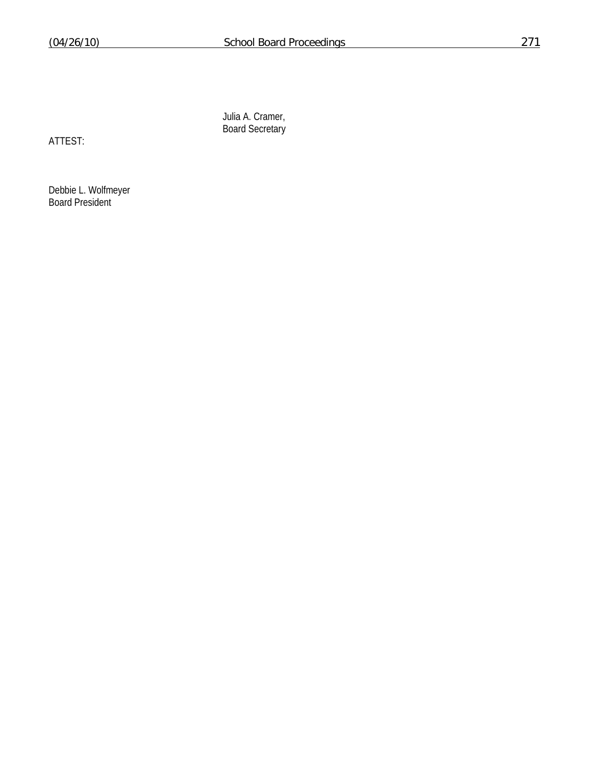Julia A. Cramer,
Board Secretary

ATTEST:

Debbie L. Wolfmeyer
Board President